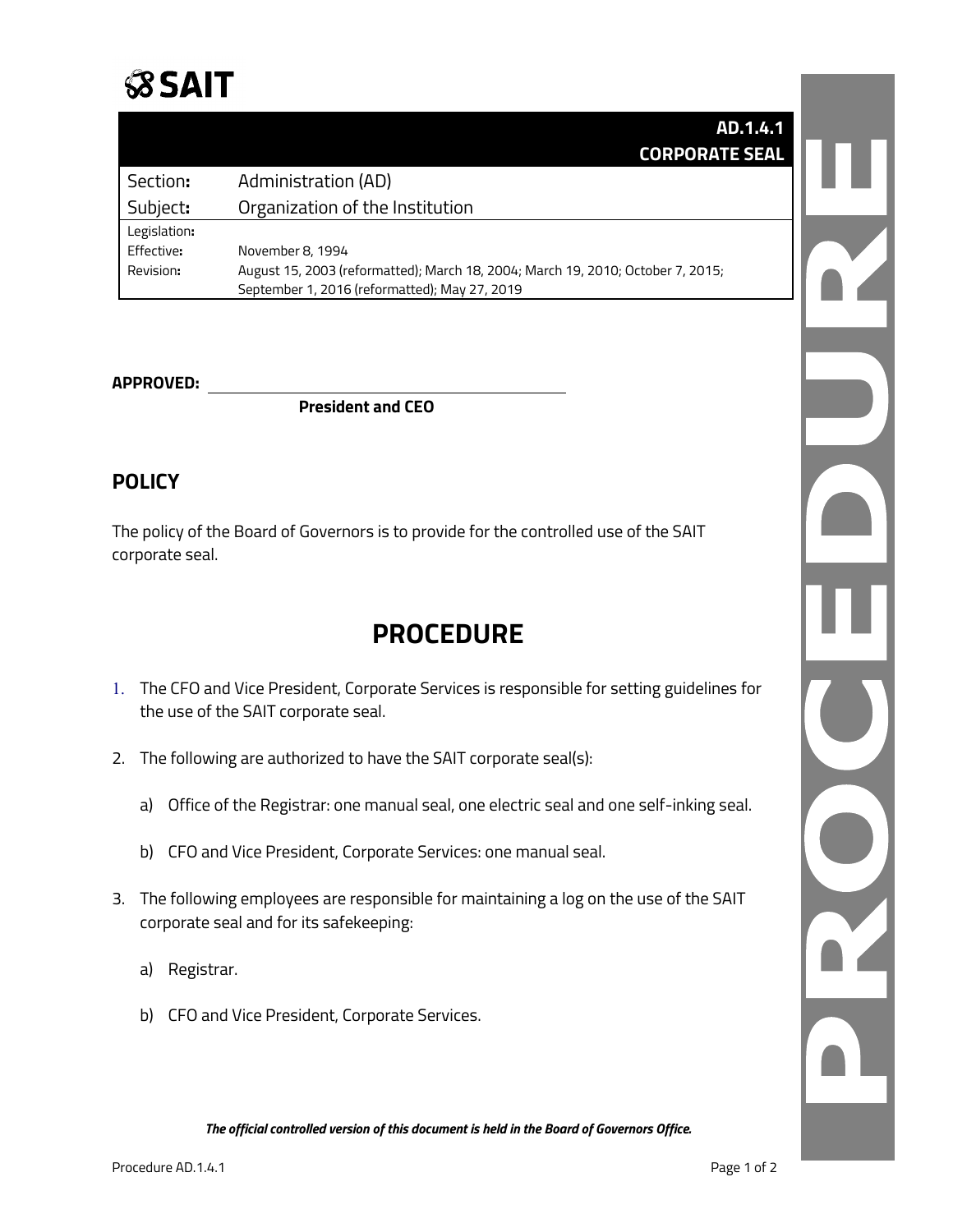**SAIT**

| **AD.1.4.1 CORPORATE SEAL** | |
|---|---|
| Section: | Administration (AD) |
| Subject: | Organization of the Institution |
| Legislation: | |
| Effective: | November 8, 1994 |
| Revision: | August 15, 2003 (reformatted); March 18, 2004; March 19, 2010; October 7, 2015; September 1, 2016 (reformatted); May 27, 2019 |

**APPROVED:** ______________________________

**President and CEO**

## POLICY

The policy of the Board of Governors is to provide for the controlled use of the SAIT corporate seal.

# PROCEDURE

1. The CFO and Vice President, Corporate Services is responsible for setting guidelines for the use of the SAIT corporate seal.

2. The following are authorized to have the SAIT corporate seal(s):

   a) Office of the Registrar: one manual seal, one electric seal and one self-inking seal.

   b) CFO and Vice President, Corporate Services: one manual seal.

3. The following employees are responsible for maintaining a log on the use of the SAIT corporate seal and for its safekeeping:

   a) Registrar.

   b) CFO and Vice President, Corporate Services.

***The official controlled version of this document is held in the Board of Governors Office.***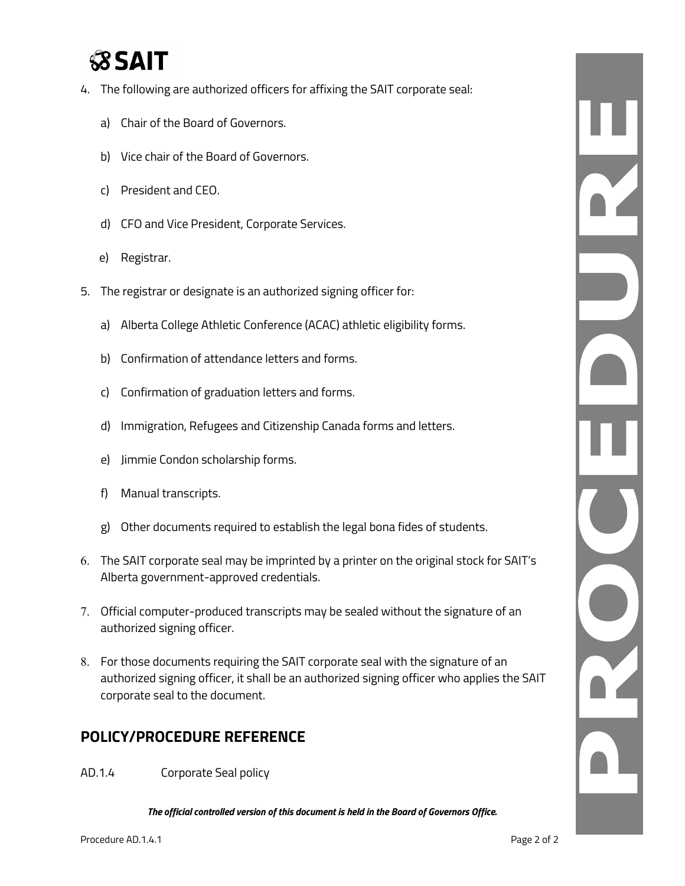4. The following are authorized officers for affixing the SAIT corporate seal:

    a) Chair of the Board of Governors.

    b) Vice chair of the Board of Governors.

    c) President and CEO.

    d) CFO and Vice President, Corporate Services.

    e) Registrar.

5. The registrar or designate is an authorized signing officer for:

    a) Alberta College Athletic Conference (ACAC) athletic eligibility forms.

    b) Confirmation of attendance letters and forms.

    c) Confirmation of graduation letters and forms.

    d) Immigration, Refugees and Citizenship Canada forms and letters.

    e) Jimmie Condon scholarship forms.

    f) Manual transcripts.

    g) Other documents required to establish the legal bona fides of students.

6. The SAIT corporate seal may be imprinted by a printer on the original stock for SAIT's Alberta government-approved credentials.

7. Official computer-produced transcripts may be sealed without the signature of an authorized signing officer.

8. For those documents requiring the SAIT corporate seal with the signature of an authorized signing officer, it shall be an authorized signing officer who applies the SAIT corporate seal to the document.

## POLICY/PROCEDURE REFERENCE

AD.1.4 Corporate Seal policy

*The official controlled version of this document is held in the Board of Governors Office.*